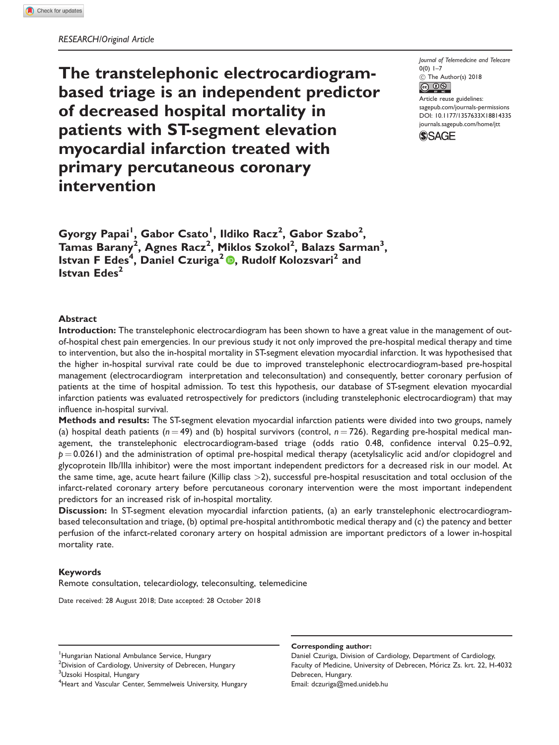RESEARCH/Original Article

# The transtelephonic electrocardiogram-based triage is an independent predictor of decreased hospital mortality in patients with ST-segment elevation myocardial infarction treated with primary percutaneous coronary intervention

Journal of Telemedicine and Telecare
0(0) 1–7
© The Author(s) 2018
Article reuse guidelines:
sagepub.com/journals-permissions
DOI: 10.1177/1357633X18814335
journals.sagepub.com/home/jtt

**Gyorgy Papai[1], Gabor Csato[1], Ildiko Racz[2], Gabor Szabo[2], Tamas Barany[2], Agnes Racz[2], Miklos Szokol[2], Balazs Sarman[3], Istvan F Edes[4], Daniel Czuriga[2], Rudolf Kolozsvari[2] and Istvan Edes[2]**

## Abstract

**Introduction:** The transtelephonic electrocardiogram has been shown to have a great value in the management of out-of-hospital chest pain emergencies. In our previous study it not only improved the pre-hospital medical therapy and time to intervention, but also the in-hospital mortality in ST-segment elevation myocardial infarction. It was hypothesised that the higher in-hospital survival rate could be due to improved transtelephonic electrocardiogram-based pre-hospital management (electrocardiogram interpretation and teleconsultation) and consequently, better coronary perfusion of patients at the time of hospital admission. To test this hypothesis, our database of ST-segment elevation myocardial infarction patients was evaluated retrospectively for predictors (including transtelephonic electrocardiogram) that may influence in-hospital survival.

**Methods and results:** The ST-segment elevation myocardial infarction patients were divided into two groups, namely (a) hospital death patients ($n = 49$) and (b) hospital survivors (control, $n = 726$). Regarding pre-hospital medical management, the transtelephonic electrocardiogram-based triage (odds ratio 0.48, confidence interval 0.25–0.92, $p = 0.0261$) and the administration of optimal pre-hospital medical therapy (acetylsalicylic acid and/or clopidogrel and glycoprotein IIb/IIIa inhibitor) were the most important independent predictors for a decreased risk in our model. At the same time, age, acute heart failure (Killip class $>2$), successful pre-hospital resuscitation and total occlusion of the infarct-related coronary artery before percutaneous coronary intervention were the most important independent predictors for an increased risk of in-hospital mortality.

**Discussion:** In ST-segment elevation myocardial infarction patients, (a) an early transtelephonic electrocardiogram-based teleconsultation and triage, (b) optimal pre-hospital antithrombotic medical therapy and (c) the patency and better perfusion of the infarct-related coronary artery on hospital admission are important predictors of a lower in-hospital mortality rate.

## Keywords

Remote consultation, telecardiology, teleconsulting, telemedicine

Date received: 28 August 2018; Date accepted: 28 October 2018

---

[1]Hungarian National Ambulance Service, Hungary
[2]Division of Cardiology, University of Debrecen, Hungary
[3]Uzsoki Hospital, Hungary
[4]Heart and Vascular Center, Semmelweis University, Hungary

**Corresponding author:**
Daniel Czuriga, Division of Cardiology, Department of Cardiology, Faculty of Medicine, University of Debrecen, Móricz Zs. krt. 22, H-4032 Debrecen, Hungary.
Email: dczuriga@med.unideb.hu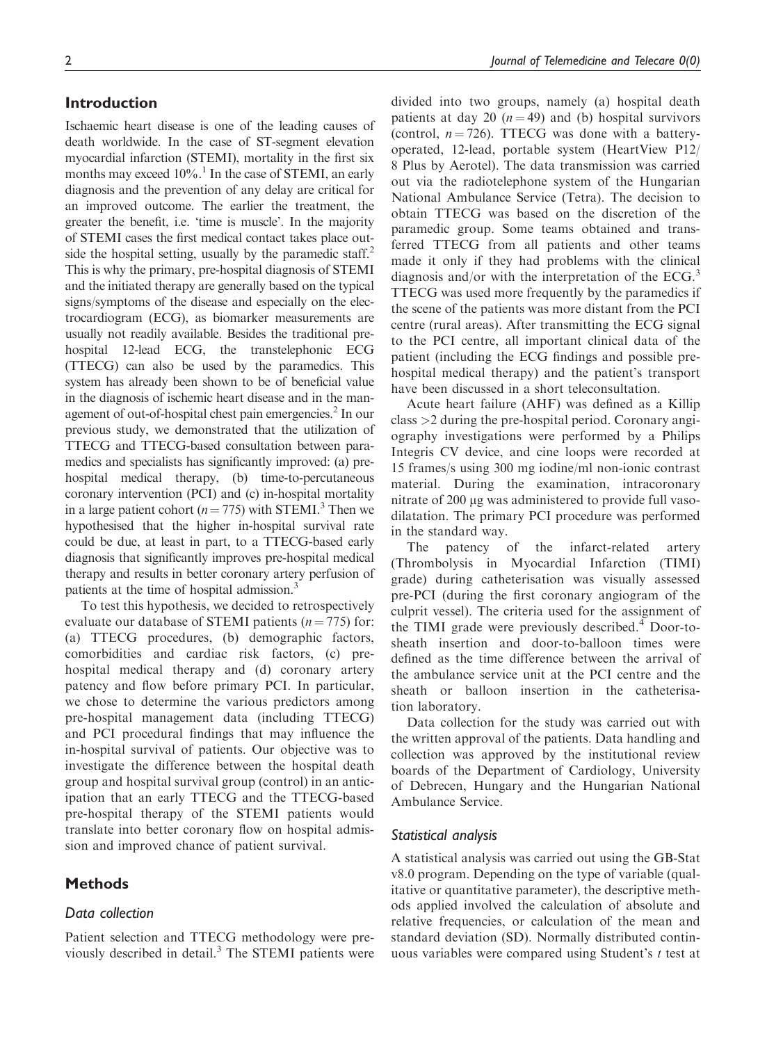## Introduction

Ischaemic heart disease is one of the leading causes of death worldwide. In the case of ST-segment elevation myocardial infarction (STEMI), mortality in the first six months may exceed 10%.[1] In the case of STEMI, an early diagnosis and the prevention of any delay are critical for an improved outcome. The earlier the treatment, the greater the benefit, i.e. 'time is muscle'. In the majority of STEMI cases the first medical contact takes place outside the hospital setting, usually by the paramedic staff.[2] This is why the primary, pre-hospital diagnosis of STEMI and the initiated therapy are generally based on the typical signs/symptoms of the disease and especially on the electrocardiogram (ECG), as biomarker measurements are usually not readily available. Besides the traditional pre-hospital 12-lead ECG, the transtelephonic ECG (TTECG) can also be used by the paramedics. This system has already been shown to be of beneficial value in the diagnosis of ischemic heart disease and in the management of out-of-hospital chest pain emergencies.[2] In our previous study, we demonstrated that the utilization of TTECG and TTECG-based consultation between paramedics and specialists has significantly improved: (a) pre-hospital medical therapy, (b) time-to-percutaneous coronary intervention (PCI) and (c) in-hospital mortality in a large patient cohort ($n = 775$) with STEMI.[3] Then we hypothesised that the higher in-hospital survival rate could be due, at least in part, to a TTECG-based early diagnosis that significantly improves pre-hospital medical therapy and results in better coronary artery perfusion of patients at the time of hospital admission.[3]

To test this hypothesis, we decided to retrospectively evaluate our database of STEMI patients ($n = 775$) for: (a) TTECG procedures, (b) demographic factors, comorbidities and cardiac risk factors, (c) pre-hospital medical therapy and (d) coronary artery patency and flow before primary PCI. In particular, we chose to determine the various predictors among pre-hospital management data (including TTECG) and PCI procedural findings that may influence the in-hospital survival of patients. Our objective was to investigate the difference between the hospital death group and hospital survival group (control) in an anticipation that an early TTECG and the TTECG-based pre-hospital therapy of the STEMI patients would translate into better coronary flow on hospital admission and improved chance of patient survival.

## Methods

### Data collection

Patient selection and TTECG methodology were previously described in detail.[3] The STEMI patients were divided into two groups, namely (a) hospital death patients at day 20 ($n = 49$) and (b) hospital survivors (control, $n = 726$). TTECG was done with a battery-operated, 12-lead, portable system (HeartView P12/8 Plus by Aerotel). The data transmission was carried out via the radiotelephone system of the Hungarian National Ambulance Service (Tetra). The decision to obtain TTECG was based on the discretion of the paramedic group. Some teams obtained and transferred TTECG from all patients and other teams made it only if they had problems with the clinical diagnosis and/or with the interpretation of the ECG.[3] TTECG was used more frequently by the paramedics if the scene of the patients was more distant from the PCI centre (rural areas). After transmitting the ECG signal to the PCI centre, all important clinical data of the patient (including the ECG findings and possible pre-hospital medical therapy) and the patient's transport have been discussed in a short teleconsultation.

Acute heart failure (AHF) was defined as a Killip class >2 during the pre-hospital period. Coronary angiography investigations were performed by a Philips Integris CV device, and cine loops were recorded at 15 frames/s using 300 mg iodine/ml non-ionic contrast material. During the examination, intracoronary nitrate of 200 μg was administered to provide full vasodilatation. The primary PCI procedure was performed in the standard way.

The patency of the infarct-related artery (Thrombolysis in Myocardial Infarction (TIMI) grade) during catheterisation was visually assessed pre-PCI (during the first coronary angiogram of the culprit vessel). The criteria used for the assignment of the TIMI grade were previously described.[4] Door-to-sheath insertion and door-to-balloon times were defined as the time difference between the arrival of the ambulance service unit at the PCI centre and the sheath or balloon insertion in the catheterisation laboratory.

Data collection for the study was carried out with the written approval of the patients. Data handling and collection was approved by the institutional review boards of the Department of Cardiology, University of Debrecen, Hungary and the Hungarian National Ambulance Service.

### Statistical analysis

A statistical analysis was carried out using the GB-Stat v8.0 program. Depending on the type of variable (qualitative or quantitative parameter), the descriptive methods applied involved the calculation of absolute and relative frequencies, or calculation of the mean and standard deviation (SD). Normally distributed continuous variables were compared using Student's $t$ test at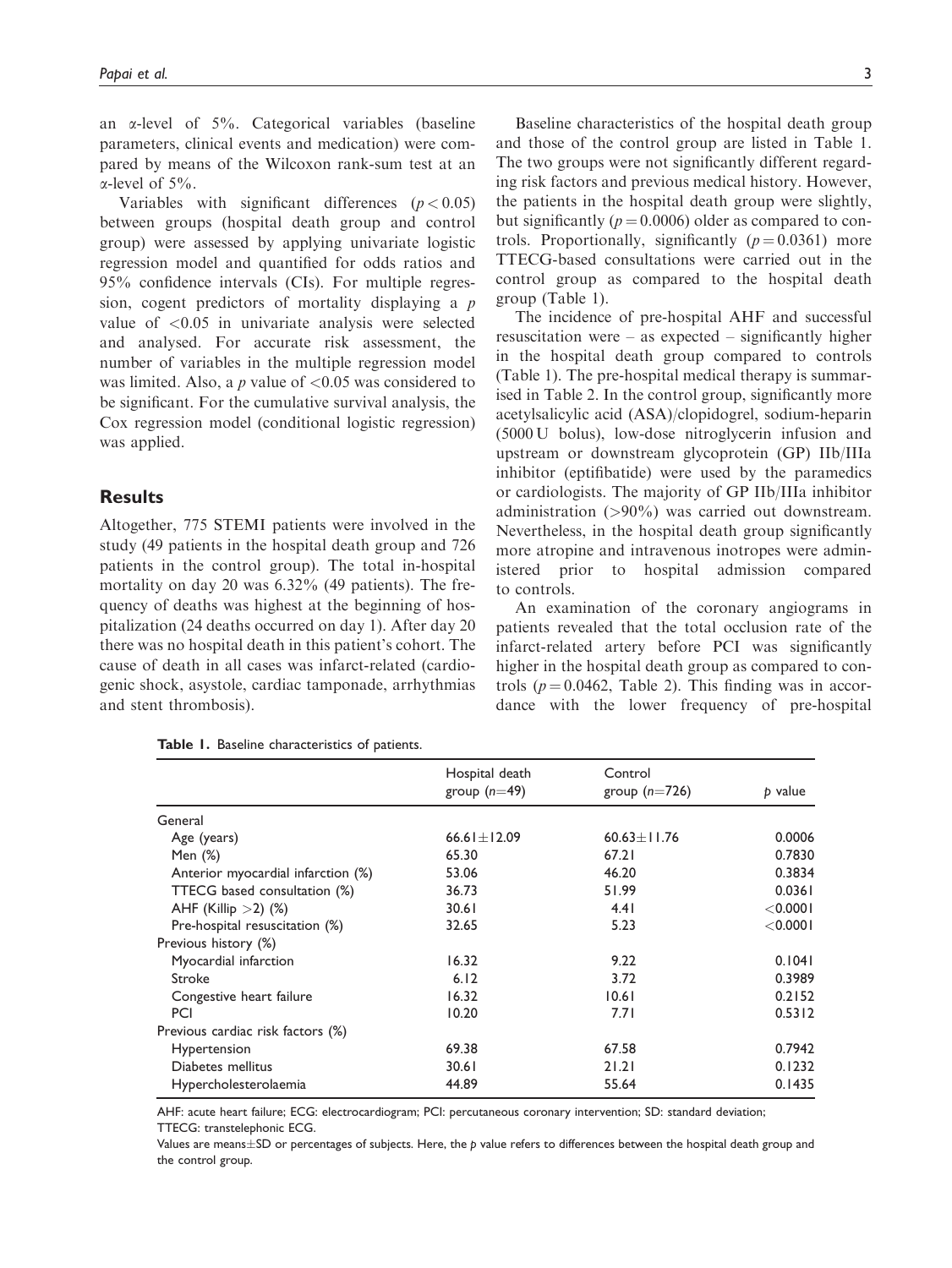an α-level of 5%. Categorical variables (baseline parameters, clinical events and medication) were compared by means of the Wilcoxon rank-sum test at an α-level of 5%.

Variables with significant differences ($p < 0.05$) between groups (hospital death group and control group) were assessed by applying univariate logistic regression model and quantified for odds ratios and 95% confidence intervals (CIs). For multiple regression, cogent predictors of mortality displaying a $p$ value of $<0.05$ in univariate analysis were selected and analysed. For accurate risk assessment, the number of variables in the multiple regression model was limited. Also, a $p$ value of $<0.05$ was considered to be significant. For the cumulative survival analysis, the Cox regression model (conditional logistic regression) was applied.

## Results

Altogether, 775 STEMI patients were involved in the study (49 patients in the hospital death group and 726 patients in the control group). The total in-hospital mortality on day 20 was 6.32% (49 patients). The frequency of deaths was highest at the beginning of hospitalization (24 deaths occurred on day 1). After day 20 there was no hospital death in this patient's cohort. The cause of death in all cases was infarct-related (cardiogenic shock, asystole, cardiac tamponade, arrhythmias and stent thrombosis).

Baseline characteristics of the hospital death group and those of the control group are listed in Table 1. The two groups were not significantly different regarding risk factors and previous medical history. However, the patients in the hospital death group were slightly, but significantly ($p = 0.0006$) older as compared to controls. Proportionally, significantly ($p = 0.0361$) more TTECG-based consultations were carried out in the control group as compared to the hospital death group (Table 1).

The incidence of pre-hospital AHF and successful resuscitation were – as expected – significantly higher in the hospital death group compared to controls (Table 1). The pre-hospital medical therapy is summarised in Table 2. In the control group, significantly more acetylsalicylic acid (ASA)/clopidogrel, sodium-heparin (5000 U bolus), low-dose nitroglycerin infusion and upstream or downstream glycoprotein (GP) IIb/IIIa inhibitor (eptifibatide) were used by the paramedics or cardiologists. The majority of GP IIb/IIIa inhibitor administration (>90%) was carried out downstream. Nevertheless, in the hospital death group significantly more atropine and intravenous inotropes were administered prior to hospital admission compared to controls.

An examination of the coronary angiograms in patients revealed that the total occlusion rate of the infarct-related artery before PCI was significantly higher in the hospital death group as compared to controls ($p = 0.0462$, Table 2). This finding was in accordance with the lower frequency of pre-hospital

**Table 1.** Baseline characteristics of patients.

| | Hospital death group ($n$=49) | Control group ($n$=726) | $p$ value |
|---|---|---|---|
| General | | | |
| Age (years) | 66.61±12.09 | 60.63±11.76 | 0.0006 |
| Men (%) | 65.30 | 67.21 | 0.7830 |
| Anterior myocardial infarction (%) | 53.06 | 46.20 | 0.3834 |
| TTECG based consultation (%) | 36.73 | 51.99 | 0.0361 |
| AHF (Killip >2) (%) | 30.61 | 4.41 | <0.0001 |
| Pre-hospital resuscitation (%) | 32.65 | 5.23 | <0.0001 |
| Previous history (%) | | | |
| Myocardial infarction | 16.32 | 9.22 | 0.1041 |
| Stroke | 6.12 | 3.72 | 0.3989 |
| Congestive heart failure | 16.32 | 10.61 | 0.2152 |
| PCI | 10.20 | 7.71 | 0.5312 |
| Previous cardiac risk factors (%) | | | |
| Hypertension | 69.38 | 67.58 | 0.7942 |
| Diabetes mellitus | 30.61 | 21.21 | 0.1232 |
| Hypercholesterolaemia | 44.89 | 55.64 | 0.1435 |

AHF: acute heart failure; ECG: electrocardiogram; PCI: percutaneous coronary intervention; SD: standard deviation; TTECG: transtelephonic ECG.

Values are means±SD or percentages of subjects. Here, the $p$ value refers to differences between the hospital death group and the control group.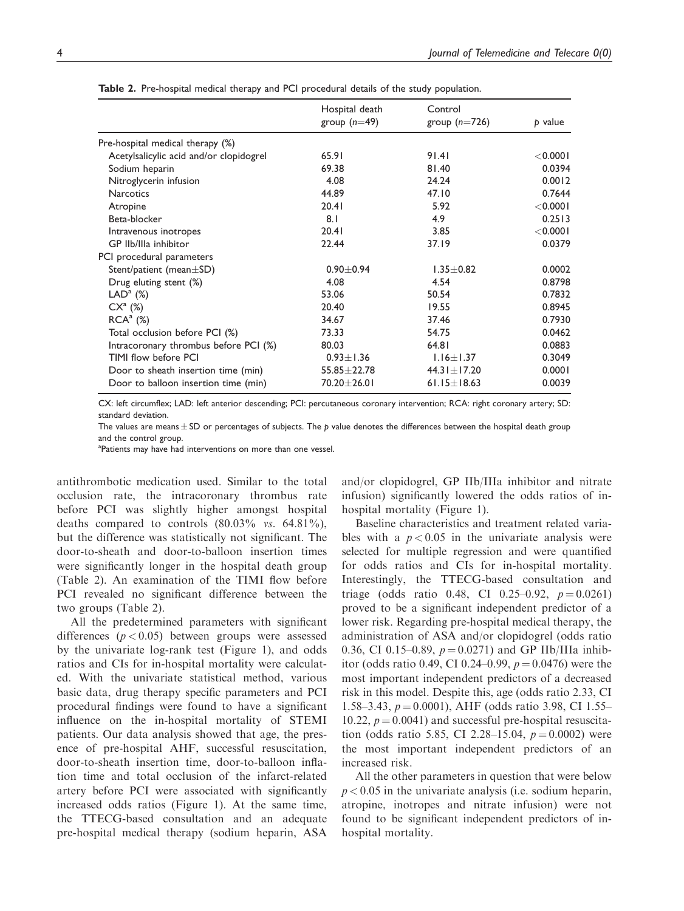**Table 2.** Pre-hospital medical therapy and PCI procedural details of the study population.

| | Hospital death group ($n$=49) | Control group ($n$=726) | $p$ value |
|---|---|---|---|
| Pre-hospital medical therapy (%) | | | |
| Acetylsalicylic acid and/or clopidogrel | 65.91 | 91.41 | <0.0001 |
| Sodium heparin | 69.38 | 81.40 | 0.0394 |
| Nitroglycerin infusion | 4.08 | 24.24 | 0.0012 |
| Narcotics | 44.89 | 47.10 | 0.7644 |
| Atropine | 20.41 | 5.92 | <0.0001 |
| Beta-blocker | 8.1 | 4.9 | 0.2513 |
| Intravenous inotropes | 20.41 | 3.85 | <0.0001 |
| GP IIb/IIIa inhibitor | 22.44 | 37.19 | 0.0379 |
| PCI procedural parameters | | | |
| Stent/patient (mean±SD) | 0.90±0.94 | 1.35±0.82 | 0.0002 |
| Drug eluting stent (%) | 4.08 | 4.54 | 0.8798 |
| LAD[a] (%) | 53.06 | 50.54 | 0.7832 |
| CX[a] (%) | 20.40 | 19.55 | 0.8945 |
| RCA[a] (%) | 34.67 | 37.46 | 0.7930 |
| Total occlusion before PCI (%) | 73.33 | 54.75 | 0.0462 |
| Intracoronary thrombus before PCI (%) | 80.03 | 64.81 | 0.0883 |
| TIMI flow before PCI | 0.93±1.36 | 1.16±1.37 | 0.3049 |
| Door to sheath insertion time (min) | 55.85±22.78 | 44.31±17.20 | 0.0001 |
| Door to balloon insertion time (min) | 70.20±26.01 | 61.15±18.63 | 0.0039 |

CX: left circumflex; LAD: left anterior descending; PCI: percutaneous coronary intervention; RCA: right coronary artery; SD: standard deviation.

The values are means ± SD or percentages of subjects. The $p$ value denotes the differences between the hospital death group and the control group.

[a]Patients may have had interventions on more than one vessel.

antithrombotic medication used. Similar to the total occlusion rate, the intracoronary thrombus rate before PCI was slightly higher amongst hospital deaths compared to controls (80.03% *vs.* 64.81%), but the difference was statistically not significant. The door-to-sheath and door-to-balloon insertion times were significantly longer in the hospital death group (Table 2). An examination of the TIMI flow before PCI revealed no significant difference between the two groups (Table 2).

All the predetermined parameters with significant differences ($p < 0.05$) between groups were assessed by the univariate log-rank test (Figure 1), and odds ratios and CIs for in-hospital mortality were calculated. With the univariate statistical method, various basic data, drug therapy specific parameters and PCI procedural findings were found to have a significant influence on the in-hospital mortality of STEMI patients. Our data analysis showed that age, the presence of pre-hospital AHF, successful resuscitation, door-to-sheath insertion time, door-to-balloon inflation time and total occlusion of the infarct-related artery before PCI were associated with significantly increased odds ratios (Figure 1). At the same time, the TTECG-based consultation and an adequate pre-hospital medical therapy (sodium heparin, ASA and/or clopidogrel, GP IIb/IIIa inhibitor and nitrate infusion) significantly lowered the odds ratios of in-hospital mortality (Figure 1).

Baseline characteristics and treatment related variables with a $p < 0.05$ in the univariate analysis were selected for multiple regression and were quantified for odds ratios and CIs for in-hospital mortality. Interestingly, the TTECG-based consultation and triage (odds ratio 0.48, CI 0.25–0.92, $p = 0.0261$) proved to be a significant independent predictor of a lower risk. Regarding pre-hospital medical therapy, the administration of ASA and/or clopidogrel (odds ratio 0.36, CI 0.15–0.89, $p = 0.0271$) and GP IIb/IIIa inhibitor (odds ratio 0.49, CI 0.24–0.99, $p = 0.0476$) were the most important independent predictors of a decreased risk in this model. Despite this, age (odds ratio 2.33, CI 1.58–3.43, $p = 0.0001$), AHF (odds ratio 3.98, CI 1.55–10.22, $p = 0.0041$) and successful pre-hospital resuscitation (odds ratio 5.85, CI 2.28–15.04, $p = 0.0002$) were the most important independent predictors of an increased risk.

All the other parameters in question that were below $p < 0.05$ in the univariate analysis (i.e. sodium heparin, atropine, inotropes and nitrate infusion) were not found to be significant independent predictors of in-hospital mortality.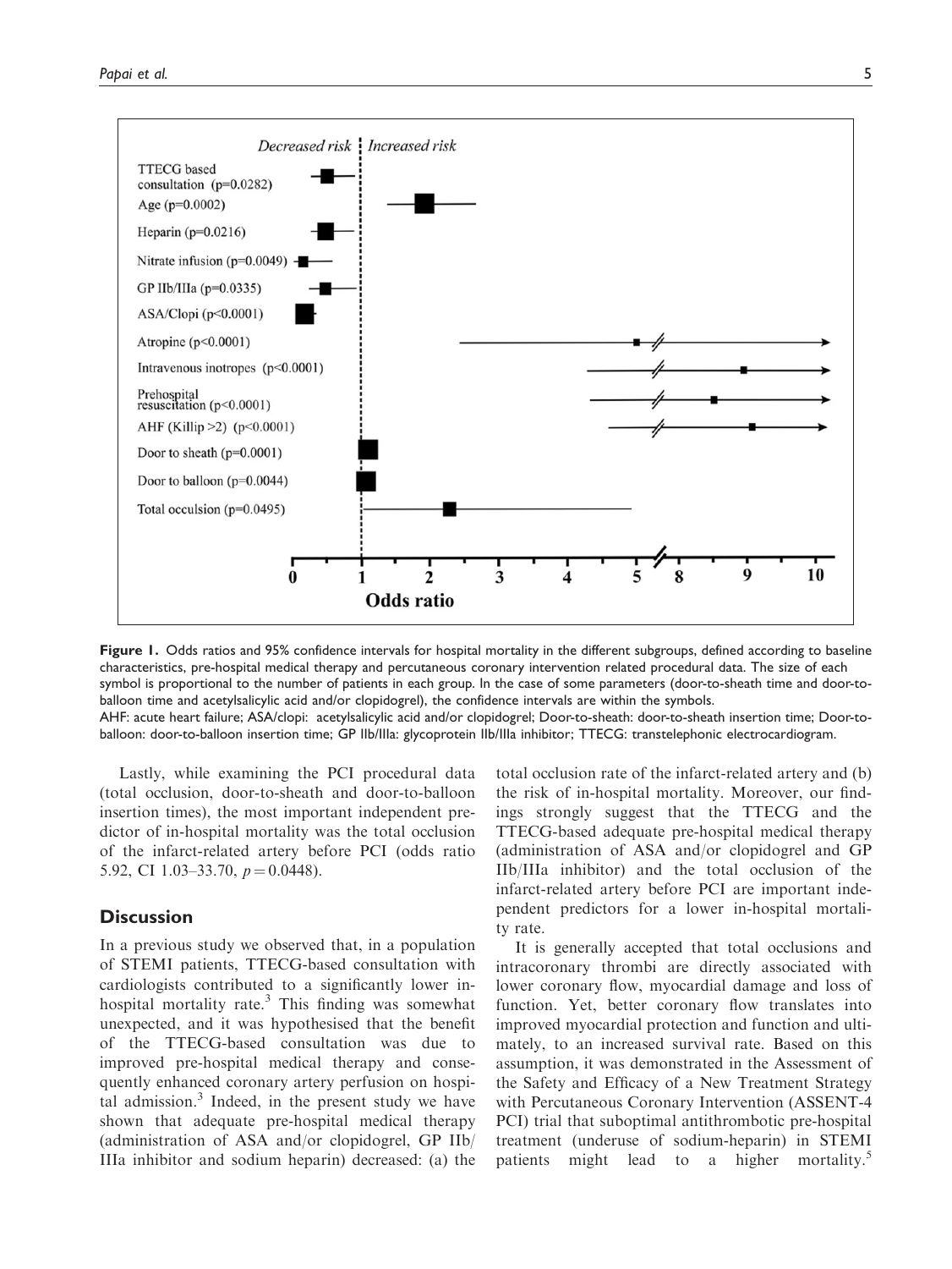Decreased risk | Increased risk

TTECG based consultation (p=0.0282)

Age (p=0.0002)

Heparin (p=0.0216)

Nitrate infusion (p=0.0049)

GP IIb/IIIa (p=0.0335)

ASA/Clopi (p<0.0001)

Atropine (p<0.0001)

Intravenous inotropes (p<0.0001)

Prehospital resuscitation (p<0.0001)

AHF (Killip >2) (p<0.0001)

Door to sheath (p=0.0001)

Door to balloon (p=0.0044)

Total occulsion (p=0.0495)

0 1 2 3 4 5 8 9 10

Odds ratio

**Figure 1.** Odds ratios and 95% confidence intervals for hospital mortality in the different subgroups, defined according to baseline characteristics, pre-hospital medical therapy and percutaneous coronary intervention related procedural data. The size of each symbol is proportional to the number of patients in each group. In the case of some parameters (door-to-sheath time and door-to-balloon time and acetylsalicylic acid and/or clopidogrel), the confidence intervals are within the symbols.
AHF: acute heart failure; ASA/clopi: acetylsalicylic acid and/or clopidogrel; Door-to-sheath: door-to-sheath insertion time; Door-to-balloon: door-to-balloon insertion time; GP IIb/IIIa: glycoprotein IIb/IIIa inhibitor; TTECG: transtelephonic electrocardiogram.

Lastly, while examining the PCI procedural data (total occlusion, door-to-sheath and door-to-balloon insertion times), the most important independent predictor of in-hospital mortality was the total occlusion of the infarct-related artery before PCI (odds ratio 5.92, CI 1.03–33.70, $p = 0.0448$).

## Discussion

In a previous study we observed that, in a population of STEMI patients, TTECG-based consultation with cardiologists contributed to a significantly lower in-hospital mortality rate.[3] This finding was somewhat unexpected, and it was hypothesised that the benefit of the TTECG-based consultation was due to improved pre-hospital medical therapy and consequently enhanced coronary artery perfusion on hospital admission.[3] Indeed, in the present study we have shown that adequate pre-hospital medical therapy (administration of ASA and/or clopidogrel, GP IIb/IIIa inhibitor and sodium heparin) decreased: (a) the total occlusion rate of the infarct-related artery and (b) the risk of in-hospital mortality. Moreover, our findings strongly suggest that the TTECG and the TTECG-based adequate pre-hospital medical therapy (administration of ASA and/or clopidogrel and GP IIb/IIIa inhibitor) and the total occlusion of the infarct-related artery before PCI are important independent predictors for a lower in-hospital mortality rate.

It is generally accepted that total occlusions and intracoronary thrombi are directly associated with lower coronary flow, myocardial damage and loss of function. Yet, better coronary flow translates into improved myocardial protection and function and ultimately, to an increased survival rate. Based on this assumption, it was demonstrated in the Assessment of the Safety and Efficacy of a New Treatment Strategy with Percutaneous Coronary Intervention (ASSENT-4 PCI) trial that suboptimal antithrombotic pre-hospital treatment (underuse of sodium-heparin) in STEMI patients might lead to a higher mortality.[5]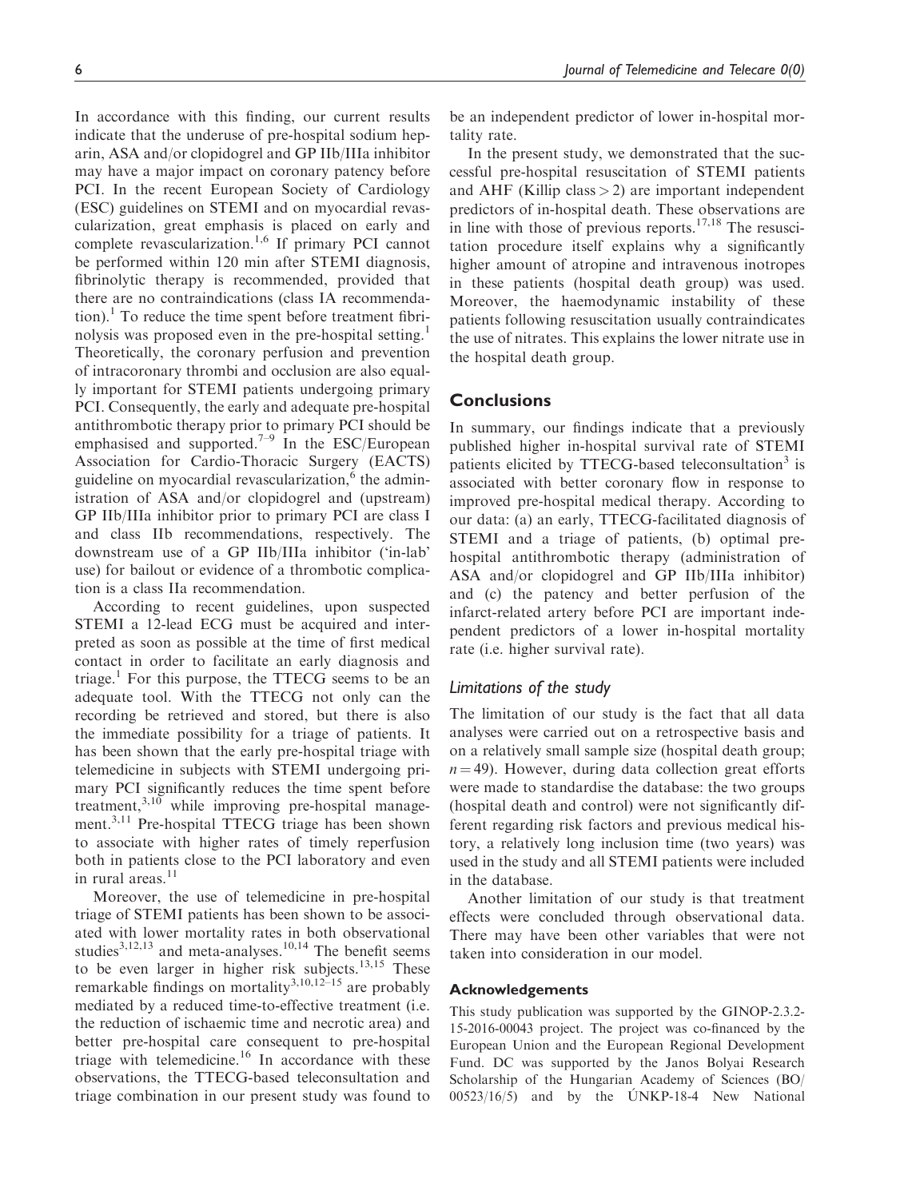In accordance with this finding, our current results indicate that the underuse of pre-hospital sodium heparin, ASA and/or clopidogrel and GP IIb/IIIa inhibitor may have a major impact on coronary patency before PCI. In the recent European Society of Cardiology (ESC) guidelines on STEMI and on myocardial revascularization, great emphasis is placed on early and complete revascularization.[1,6] If primary PCI cannot be performed within 120 min after STEMI diagnosis, fibrinolytic therapy is recommended, provided that there are no contraindications (class IA recommendation).[1] To reduce the time spent before treatment fibrinolysis was proposed even in the pre-hospital setting.[1] Theoretically, the coronary perfusion and prevention of intracoronary thrombi and occlusion are also equally important for STEMI patients undergoing primary PCI. Consequently, the early and adequate pre-hospital antithrombotic therapy prior to primary PCI should be emphasised and supported.[7–9] In the ESC/European Association for Cardio-Thoracic Surgery (EACTS) guideline on myocardial revascularization,[6] the administration of ASA and/or clopidogrel and (upstream) GP IIb/IIIa inhibitor prior to primary PCI are class I and class IIb recommendations, respectively. The downstream use of a GP IIb/IIIa inhibitor ('in-lab' use) for bailout or evidence of a thrombotic complication is a class IIa recommendation.

According to recent guidelines, upon suspected STEMI a 12-lead ECG must be acquired and interpreted as soon as possible at the time of first medical contact in order to facilitate an early diagnosis and triage.[1] For this purpose, the TTECG seems to be an adequate tool. With the TTECG not only can the recording be retrieved and stored, but there is also the immediate possibility for a triage of patients. It has been shown that the early pre-hospital triage with telemedicine in subjects with STEMI undergoing primary PCI significantly reduces the time spent before treatment,[3,10] while improving pre-hospital management.[3,11] Pre-hospital TTECG triage has been shown to associate with higher rates of timely reperfusion both in patients close to the PCI laboratory and even in rural areas.[11]

Moreover, the use of telemedicine in pre-hospital triage of STEMI patients has been shown to be associated with lower mortality rates in both observational studies[3,12,13] and meta-analyses.[10,14] The benefit seems to be even larger in higher risk subjects.[13,15] These remarkable findings on mortality[3,10,12–15] are probably mediated by a reduced time-to-effective treatment (i.e. the reduction of ischaemic time and necrotic area) and better pre-hospital care consequent to pre-hospital triage with telemedicine.[16] In accordance with these observations, the TTECG-based teleconsultation and triage combination in our present study was found to be an independent predictor of lower in-hospital mortality rate.

In the present study, we demonstrated that the successful pre-hospital resuscitation of STEMI patients and AHF (Killip class $>2$) are important independent predictors of in-hospital death. These observations are in line with those of previous reports.[17,18] The resuscitation procedure itself explains why a significantly higher amount of atropine and intravenous inotropes in these patients (hospital death group) was used. Moreover, the haemodynamic instability of these patients following resuscitation usually contraindicates the use of nitrates. This explains the lower nitrate use in the hospital death group.

## Conclusions

In summary, our findings indicate that a previously published higher in-hospital survival rate of STEMI patients elicited by TTECG-based teleconsultation[3] is associated with better coronary flow in response to improved pre-hospital medical therapy. According to our data: (a) an early, TTECG-facilitated diagnosis of STEMI and a triage of patients, (b) optimal pre-hospital antithrombotic therapy (administration of ASA and/or clopidogrel and GP IIb/IIIa inhibitor) and (c) the patency and better perfusion of the infarct-related artery before PCI are important independent predictors of a lower in-hospital mortality rate (i.e. higher survival rate).

### *Limitations of the study*

The limitation of our study is the fact that all data analyses were carried out on a retrospective basis and on a relatively small sample size (hospital death group; $n = 49$). However, during data collection great efforts were made to standardise the database: the two groups (hospital death and control) were not significantly different regarding risk factors and previous medical history, a relatively long inclusion time (two years) was used in the study and all STEMI patients were included in the database.

Another limitation of our study is that treatment effects were concluded through observational data. There may have been other variables that were not taken into consideration in our model.

#### Acknowledgements

This study publication was supported by the GINOP-2.3.2-15-2016-00043 project. The project was co-financed by the European Union and the European Regional Development Fund. DC was supported by the Janos Bolyai Research Scholarship of the Hungarian Academy of Sciences (BO/00523/16/5) and by the ÚNKP-18-4 New National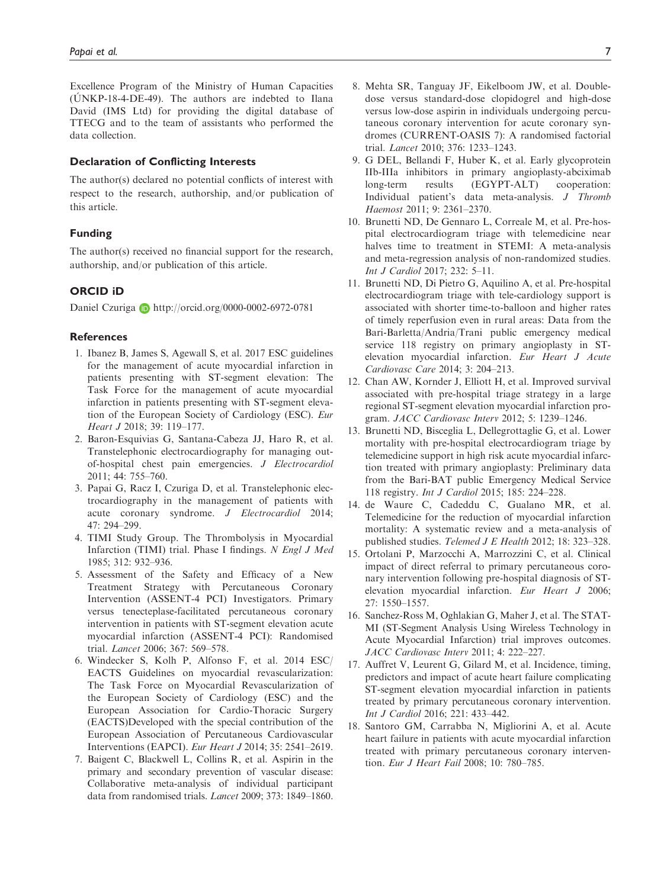Excellence Program of the Ministry of Human Capacities (ÚNKP-18-4-DE-49). The authors are indebted to Ilana David (IMS Ltd) for providing the digital database of TTECG and to the team of assistants who performed the data collection.

### Declaration of Conflicting Interests

The author(s) declared no potential conflicts of interest with respect to the research, authorship, and/or publication of this article.

### Funding

The author(s) received no financial support for the research, authorship, and/or publication of this article.

### ORCID iD

Daniel Czuriga http://orcid.org/0000-0002-6972-0781

### References

1. Ibanez B, James S, Agewall S, et al. 2017 ESC guidelines for the management of acute myocardial infarction in patients presenting with ST-segment elevation: The Task Force for the management of acute myocardial infarction in patients presenting with ST-segment elevation of the European Society of Cardiology (ESC). *Eur Heart J* 2018; 39: 119–177.
2. Baron-Esquivias G, Santana-Cabeza JJ, Haro R, et al. Transtelephonic electrocardiography for managing out-of-hospital chest pain emergencies. *J Electrocardiol* 2011; 44: 755–760.
3. Papai G, Racz I, Czuriga D, et al. Transtelephonic electrocardiography in the management of patients with acute coronary syndrome. *J Electrocardiol* 2014; 47: 294–299.
4. TIMI Study Group. The Thrombolysis in Myocardial Infarction (TIMI) trial. Phase I findings. *N Engl J Med* 1985; 312: 932–936.
5. Assessment of the Safety and Efficacy of a New Treatment Strategy with Percutaneous Coronary Intervention (ASSENT-4 PCI) Investigators. Primary versus tenecteplase-facilitated percutaneous coronary intervention in patients with ST-segment elevation acute myocardial infarction (ASSENT-4 PCI): Randomised trial. *Lancet* 2006; 367: 569–578.
6. Windecker S, Kolh P, Alfonso F, et al. 2014 ESC/EACTS Guidelines on myocardial revascularization: The Task Force on Myocardial Revascularization of the European Society of Cardiology (ESC) and the European Association for Cardio-Thoracic Surgery (EACTS)Developed with the special contribution of the European Association of Percutaneous Cardiovascular Interventions (EAPCI). *Eur Heart J* 2014; 35: 2541–2619.
7. Baigent C, Blackwell L, Collins R, et al. Aspirin in the primary and secondary prevention of vascular disease: Collaborative meta-analysis of individual participant data from randomised trials. *Lancet* 2009; 373: 1849–1860.
8. Mehta SR, Tanguay JF, Eikelboom JW, et al. Double-dose versus standard-dose clopidogrel and high-dose versus low-dose aspirin in individuals undergoing percutaneous coronary intervention for acute coronary syndromes (CURRENT-OASIS 7): A randomised factorial trial. *Lancet* 2010; 376: 1233–1243.
9. G DEL, Bellandi F, Huber K, et al. Early glycoprotein IIb-IIIa inhibitors in primary angioplasty-abciximab long-term results (EGYPT-ALT) cooperation: Individual patient's data meta-analysis. *J Thromb Haemost* 2011; 9: 2361–2370.
10. Brunetti ND, De Gennaro L, Correale M, et al. Pre-hospital electrocardiogram triage with telemedicine near halves time to treatment in STEMI: A meta-analysis and meta-regression analysis of non-randomized studies. *Int J Cardiol* 2017; 232: 5–11.
11. Brunetti ND, Di Pietro G, Aquilino A, et al. Pre-hospital electrocardiogram triage with tele-cardiology support is associated with shorter time-to-balloon and higher rates of timely reperfusion even in rural areas: Data from the Bari-Barletta/Andria/Trani public emergency medical service 118 registry on primary angioplasty in ST-elevation myocardial infarction. *Eur Heart J Acute Cardiovasc Care* 2014; 3: 204–213.
12. Chan AW, Kornder J, Elliott H, et al. Improved survival associated with pre-hospital triage strategy in a large regional ST-segment elevation myocardial infarction program. *JACC Cardiovasc Interv* 2012; 5: 1239–1246.
13. Brunetti ND, Bisceglia L, Dellegrottaglie G, et al. Lower mortality with pre-hospital electrocardiogram triage by telemedicine support in high risk acute myocardial infarction treated with primary angioplasty: Preliminary data from the Bari-BAT public Emergency Medical Service 118 registry. *Int J Cardiol* 2015; 185: 224–228.
14. de Waure C, Cadeddu C, Gualano MR, et al. Telemedicine for the reduction of myocardial infarction mortality: A systematic review and a meta-analysis of published studies. *Telemed J E Health* 2012; 18: 323–328.
15. Ortolani P, Marzocchi A, Marrozzini C, et al. Clinical impact of direct referral to primary percutaneous coronary intervention following pre-hospital diagnosis of ST-elevation myocardial infarction. *Eur Heart J* 2006; 27: 1550–1557.
16. Sanchez-Ross M, Oghlakian G, Maher J, et al. The STAT-MI (ST-Segment Analysis Using Wireless Technology in Acute Myocardial Infarction) trial improves outcomes. *JACC Cardiovasc Interv* 2011; 4: 222–227.
17. Auffret V, Leurent G, Gilard M, et al. Incidence, timing, predictors and impact of acute heart failure complicating ST-segment elevation myocardial infarction in patients treated by primary percutaneous coronary intervention. *Int J Cardiol* 2016; 221: 433–442.
18. Santoro GM, Carrabba N, Migliorini A, et al. Acute heart failure in patients with acute myocardial infarction treated with primary percutaneous coronary intervention. *Eur J Heart Fail* 2008; 10: 780–785.